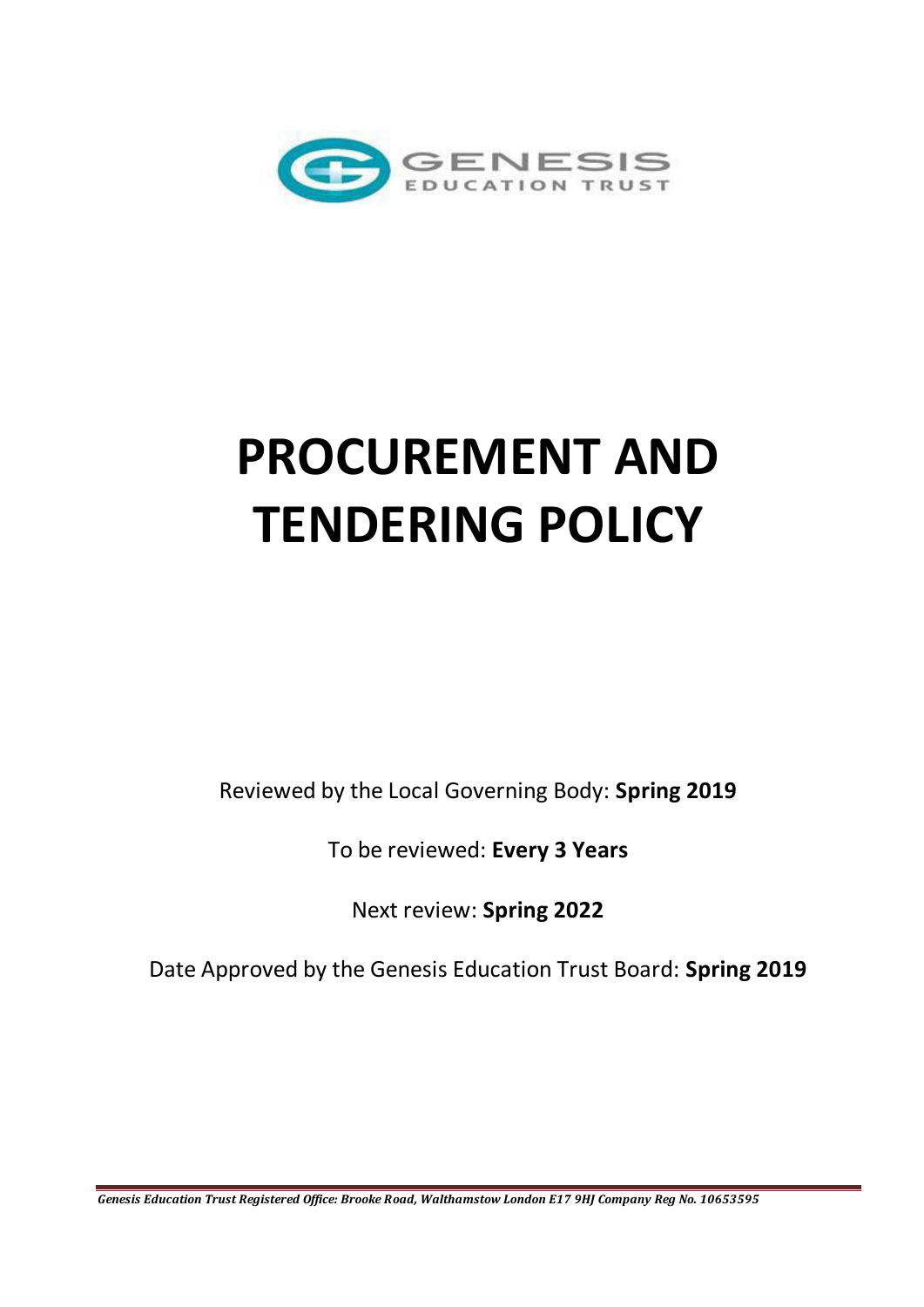GENESIS
EDUCATION TRUST

# PROCUREMENT AND TENDERING POLICY

Reviewed by the Local Governing Body: **Spring 2019**

To be reviewed: **Every 3 Years**

Next review: **Spring 2022**

Date Approved by the Genesis Education Trust Board: **Spring 2019**

*Genesis Education Trust Registered Office: Brooke Road, Walthamstow London E17 9HJ Company Reg No. 10653595*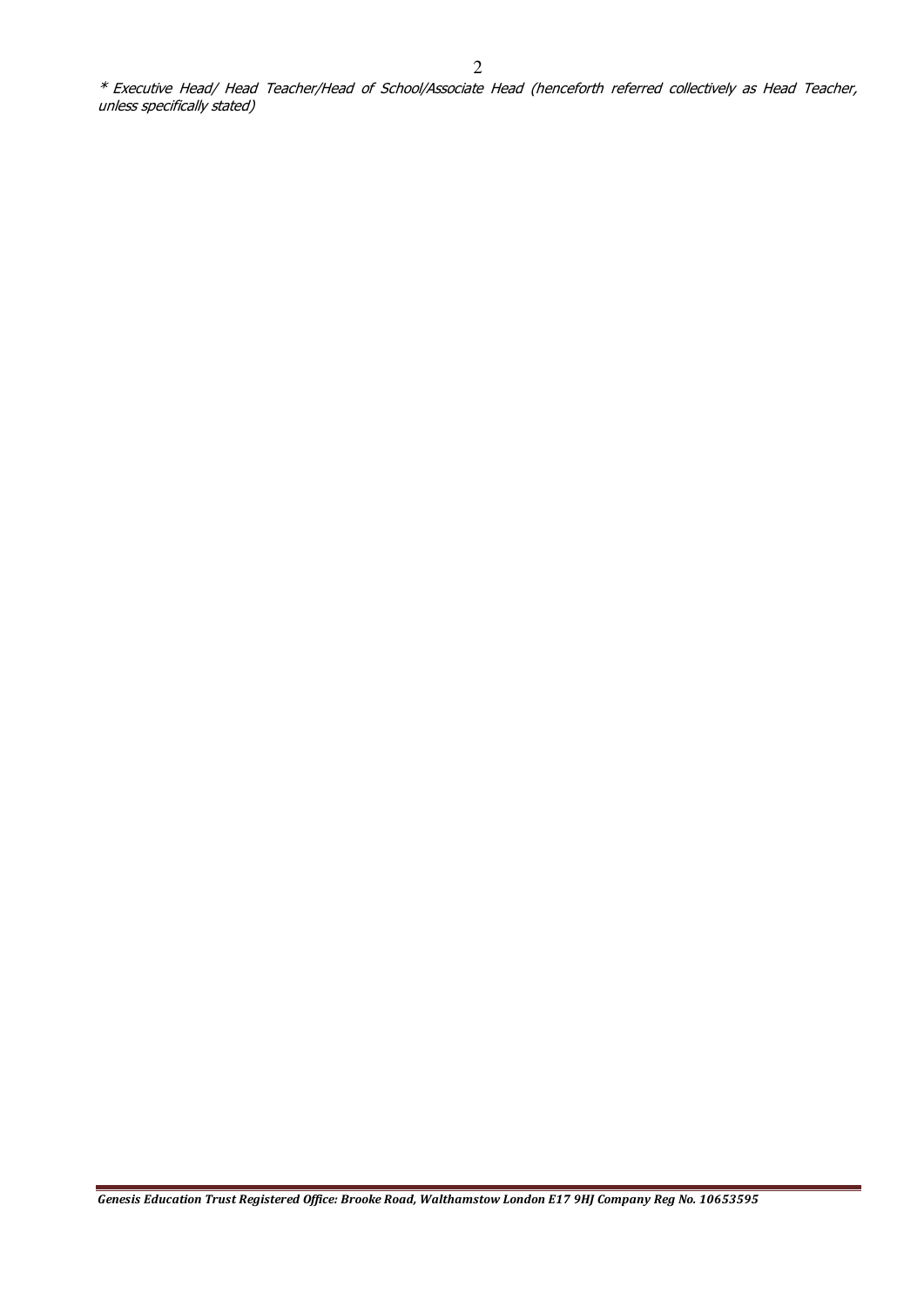*\* Executive Head/ Head Teacher/Head of School/Associate Head (henceforth referred collectively as Head Teacher, unless specifically stated)*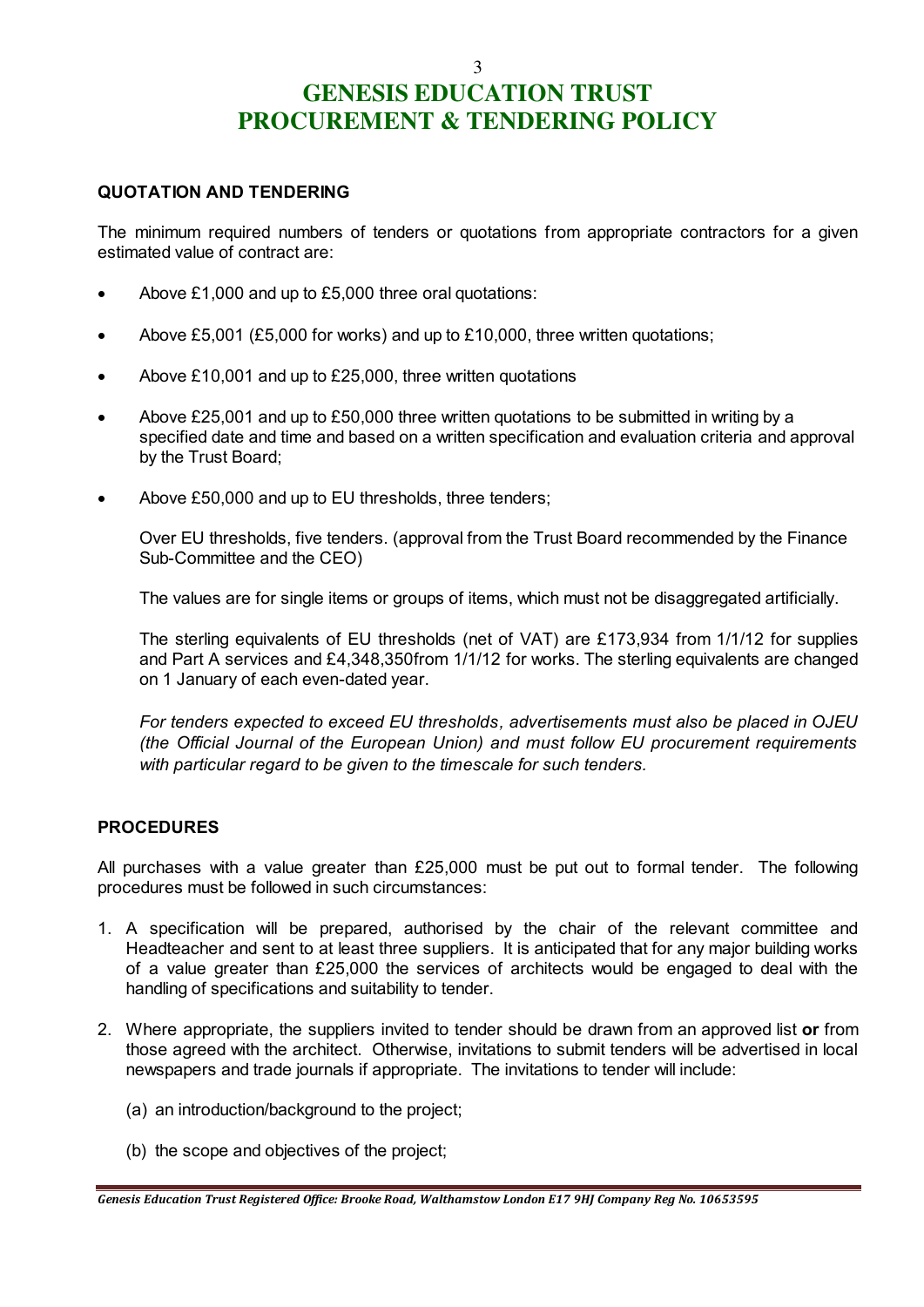# GENESIS EDUCATION TRUST
# PROCUREMENT & TENDERING POLICY

**QUOTATION AND TENDERING**

The minimum required numbers of tenders or quotations from appropriate contractors for a given estimated value of contract are:

- Above £1,000 and up to £5,000 three oral quotations:
- Above £5,001 (£5,000 for works) and up to £10,000, three written quotations;
- Above £10,001 and up to £25,000, three written quotations
- Above £25,001 and up to £50,000 three written quotations to be submitted in writing by a specified date and time and based on a written specification and evaluation criteria and approval by the Trust Board;
- Above £50,000 and up to EU thresholds, three tenders;

  Over EU thresholds, five tenders. (approval from the Trust Board recommended by the Finance Sub-Committee and the CEO)

  The values are for single items or groups of items, which must not be disaggregated artificially.

  The sterling equivalents of EU thresholds (net of VAT) are £173,934 from 1/1/12 for supplies and Part A services and £4,348,350from 1/1/12 for works. The sterling equivalents are changed on 1 January of each even-dated year.

  *For tenders expected to exceed EU thresholds, advertisements must also be placed in OJEU (the Official Journal of the European Union) and must follow EU procurement requirements with particular regard to be given to the timescale for such tenders.*

**PROCEDURES**

All purchases with a value greater than £25,000 must be put out to formal tender. The following procedures must be followed in such circumstances:

1. A specification will be prepared, authorised by the chair of the relevant committee and Headteacher and sent to at least three suppliers. It is anticipated that for any major building works of a value greater than £25,000 the services of architects would be engaged to deal with the handling of specifications and suitability to tender.
2. Where appropriate, the suppliers invited to tender should be drawn from an approved list **or** from those agreed with the architect. Otherwise, invitations to submit tenders will be advertised in local newspapers and trade journals if appropriate. The invitations to tender will include:

   (a) an introduction/background to the project;

   (b) the scope and objectives of the project;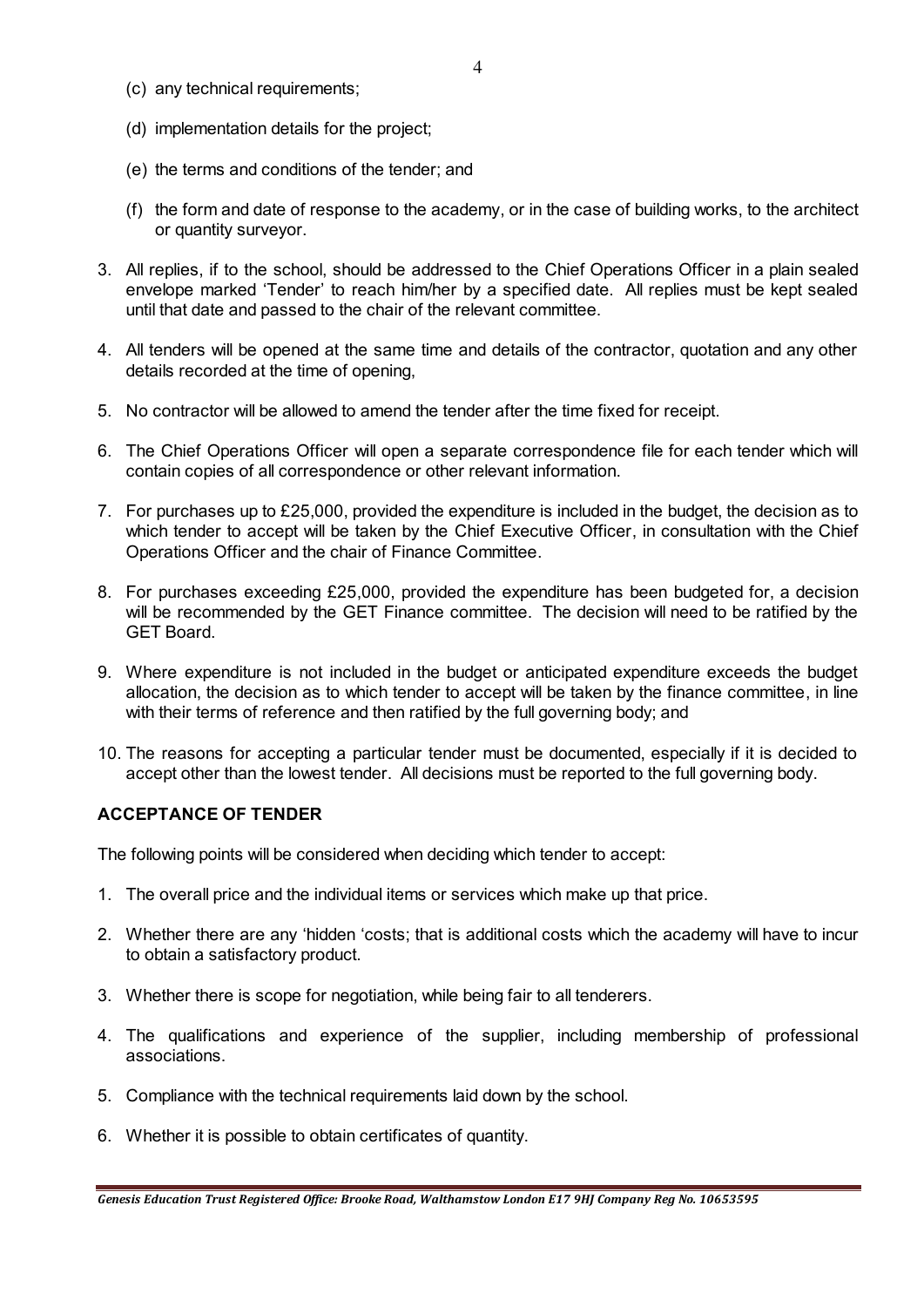(c) any technical requirements;

(d) implementation details for the project;

(e) the terms and conditions of the tender; and

(f) the form and date of response to the academy, or in the case of building works, to the architect or quantity surveyor.

3. All replies, if to the school, should be addressed to the Chief Operations Officer in a plain sealed envelope marked 'Tender' to reach him/her by a specified date. All replies must be kept sealed until that date and passed to the chair of the relevant committee.

4. All tenders will be opened at the same time and details of the contractor, quotation and any other details recorded at the time of opening,

5. No contractor will be allowed to amend the tender after the time fixed for receipt.

6. The Chief Operations Officer will open a separate correspondence file for each tender which will contain copies of all correspondence or other relevant information.

7. For purchases up to £25,000, provided the expenditure is included in the budget, the decision as to which tender to accept will be taken by the Chief Executive Officer, in consultation with the Chief Operations Officer and the chair of Finance Committee.

8. For purchases exceeding £25,000, provided the expenditure has been budgeted for, a decision will be recommended by the GET Finance committee. The decision will need to be ratified by the GET Board.

9. Where expenditure is not included in the budget or anticipated expenditure exceeds the budget allocation, the decision as to which tender to accept will be taken by the finance committee, in line with their terms of reference and then ratified by the full governing body; and

10. The reasons for accepting a particular tender must be documented, especially if it is decided to accept other than the lowest tender. All decisions must be reported to the full governing body.

**ACCEPTANCE OF TENDER**

The following points will be considered when deciding which tender to accept:

1. The overall price and the individual items or services which make up that price.

2. Whether there are any 'hidden 'costs; that is additional costs which the academy will have to incur to obtain a satisfactory product.

3. Whether there is scope for negotiation, while being fair to all tenderers.

4. The qualifications and experience of the supplier, including membership of professional associations.

5. Compliance with the technical requirements laid down by the school.

6. Whether it is possible to obtain certificates of quantity.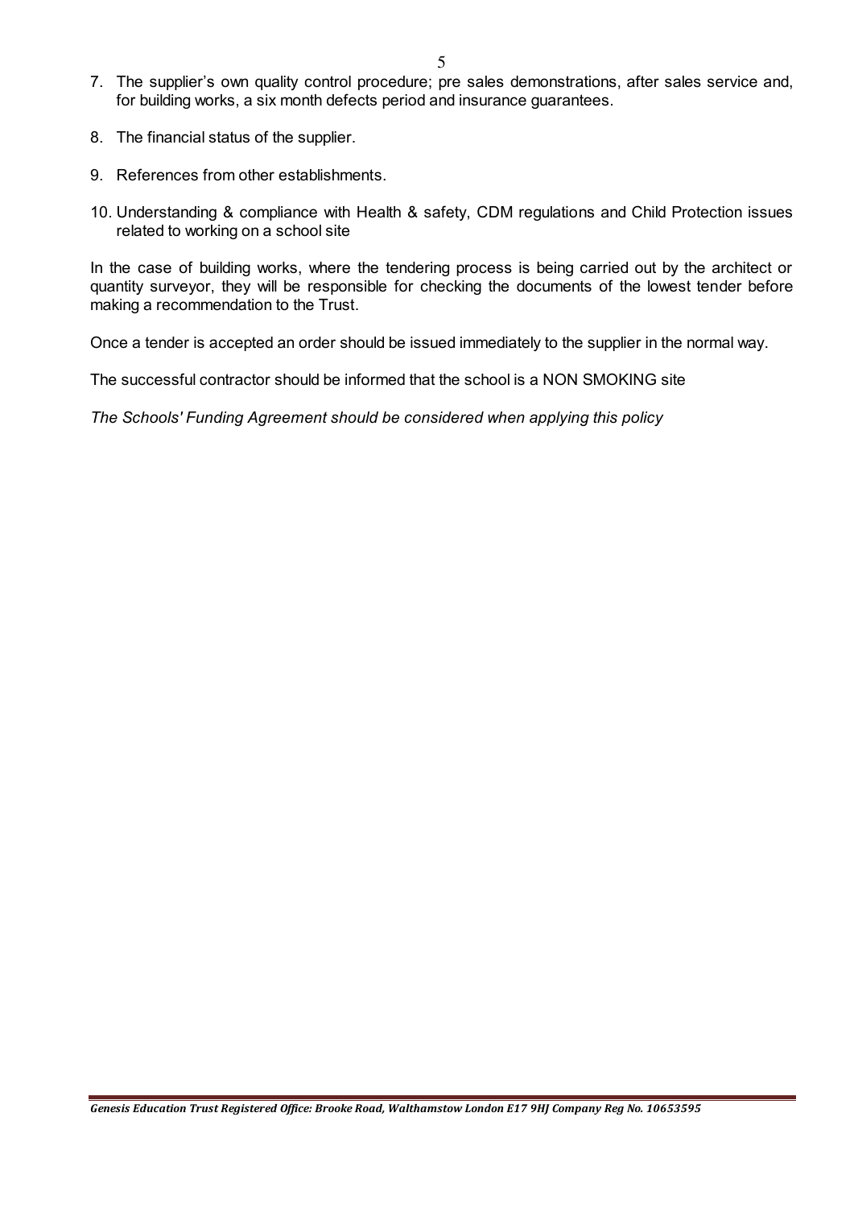7. The supplier's own quality control procedure; pre sales demonstrations, after sales service and, for building works, a six month defects period and insurance guarantees.

8. The financial status of the supplier.

9. References from other establishments.

10. Understanding & compliance with Health & safety, CDM regulations and Child Protection issues related to working on a school site

In the case of building works, where the tendering process is being carried out by the architect or quantity surveyor, they will be responsible for checking the documents of the lowest tender before making a recommendation to the Trust.

Once a tender is accepted an order should be issued immediately to the supplier in the normal way.

The successful contractor should be informed that the school is a NON SMOKING site

*The Schools' Funding Agreement should be considered when applying this policy*